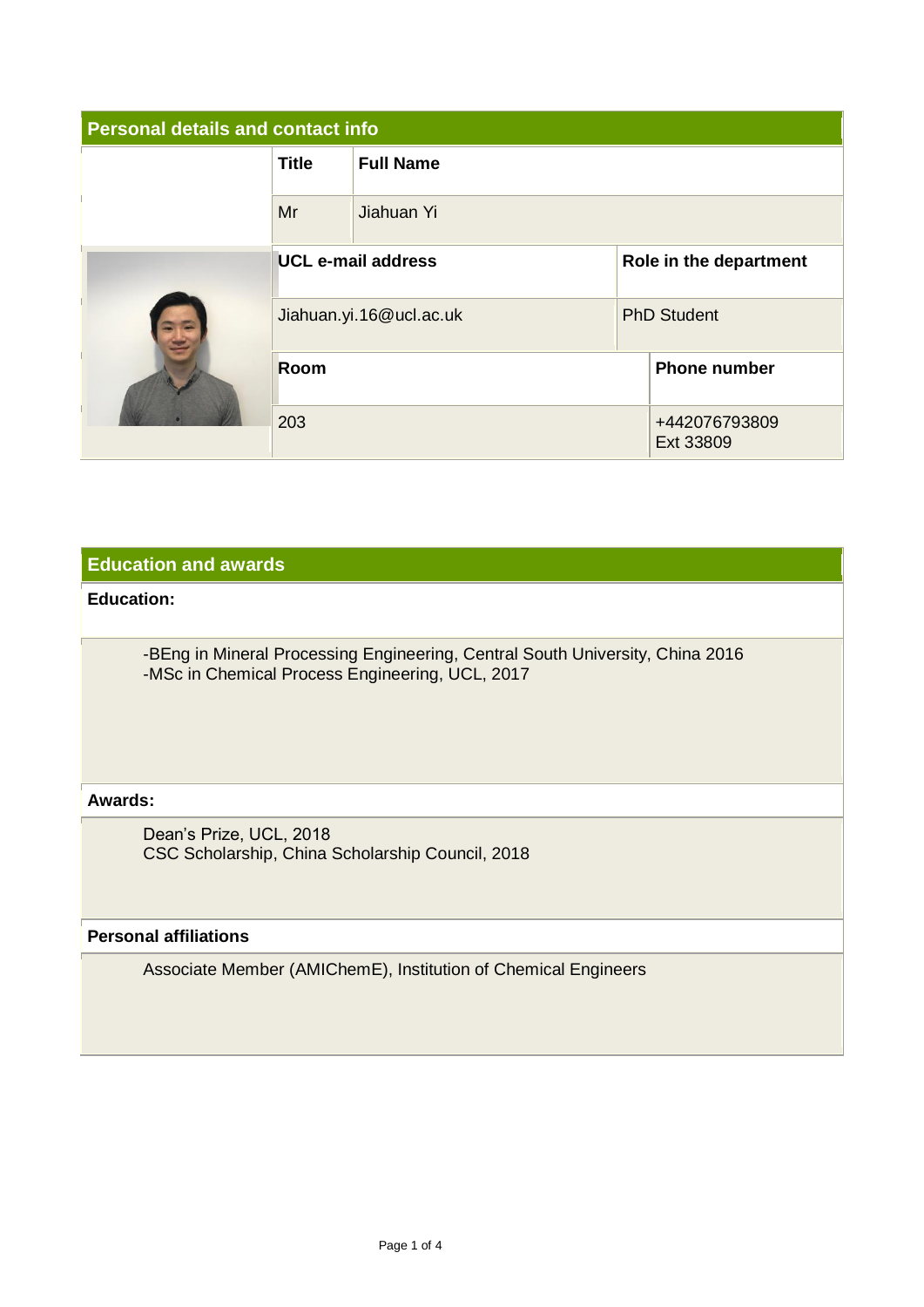## Personal details and contact info

| Title | Full Name |
|---|---|
| Mr | Jiahuan Yi |

| UCL e-mail address | Role in the department |
|---|---|
| Jiahuan.yi.16@ucl.ac.uk | PhD Student |

| Room | Phone number |
|---|---|
| 203 | +442076793809 Ext 33809 |

## Education and awards

**Education:**

-BEng in Mineral Processing Engineering, Central South University, China 2016
-MSc in Chemical Process Engineering, UCL, 2017

**Awards:**

Dean's Prize, UCL, 2018
CSC Scholarship, China Scholarship Council, 2018

**Personal affiliations**

Associate Member (AMIChemE), Institution of Chemical Engineers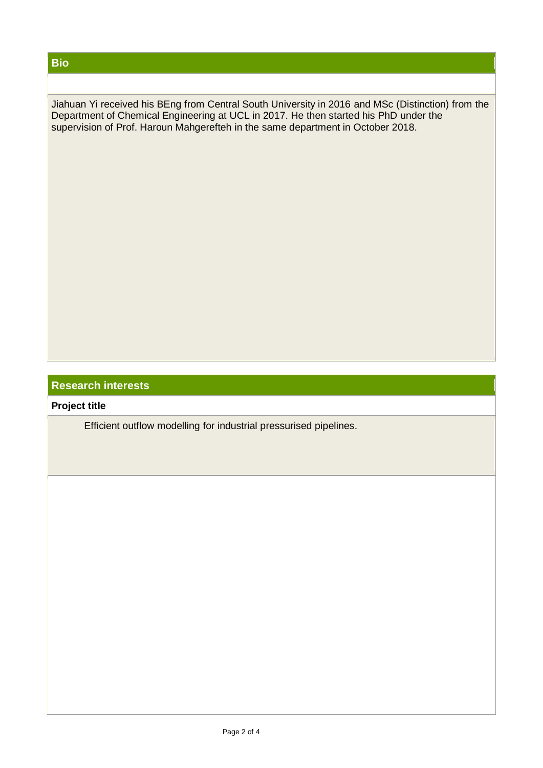## Bio

Jiahuan Yi received his BEng from Central South University in 2016 and MSc (Distinction) from the Department of Chemical Engineering at UCL in 2017. He then started his PhD under the supervision of Prof. Haroun Mahgerefteh in the same department in October 2018.

## Research interests

**Project title**

Efficient outflow modelling for industrial pressurised pipelines.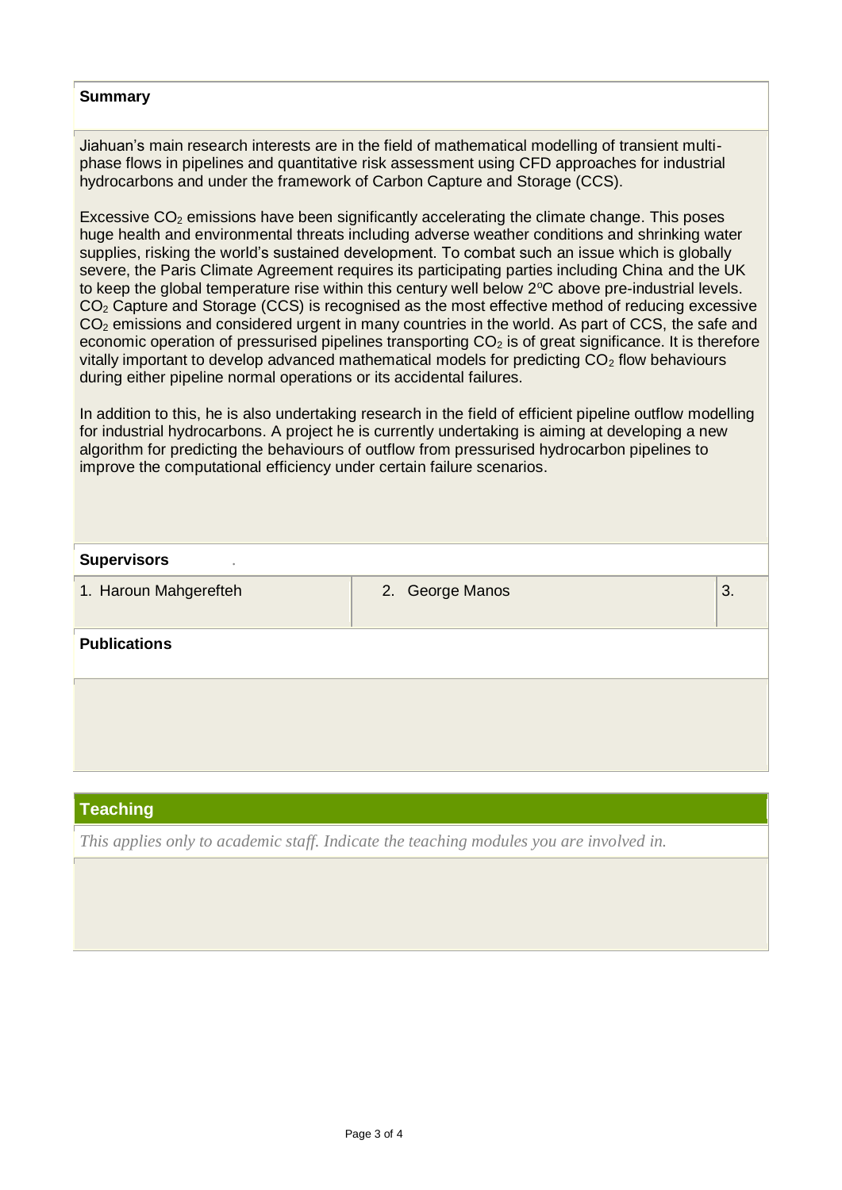**Summary**

Jiahuan's main research interests are in the field of mathematical modelling of transient multi-phase flows in pipelines and quantitative risk assessment using CFD approaches for industrial hydrocarbons and under the framework of Carbon Capture and Storage (CCS).

Excessive $CO_2$ emissions have been significantly accelerating the climate change. This poses huge health and environmental threats including adverse weather conditions and shrinking water supplies, risking the world's sustained development. To combat such an issue which is globally severe, the Paris Climate Agreement requires its participating parties including China and the UK to keep the global temperature rise within this century well below 2ºC above pre-industrial levels. $CO_2$ Capture and Storage (CCS) is recognised as the most effective method of reducing excessive $CO_2$ emissions and considered urgent in many countries in the world. As part of CCS, the safe and economic operation of pressurised pipelines transporting $CO_2$ is of great significance. It is therefore vitally important to develop advanced mathematical models for predicting $CO_2$ flow behaviours during either pipeline normal operations or its accidental failures.

In addition to this, he is also undertaking research in the field of efficient pipeline outflow modelling for industrial hydrocarbons. A project he is currently undertaking is aiming at developing a new algorithm for predicting the behaviours of outflow from pressurised hydrocarbon pipelines to improve the computational efficiency under certain failure scenarios.

**Supervisors**

| 1. Haroun Mahgerefteh | 2. George Manos | 3. |
|---|---|---|

**Publications**

## Teaching

*This applies only to academic staff. Indicate the teaching modules you are involved in.*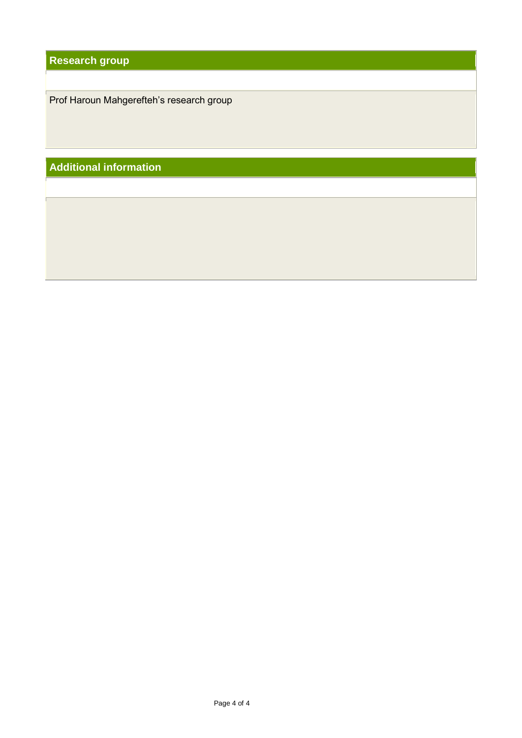## Research group

Prof Haroun Mahgerefteh's research group

## Additional information